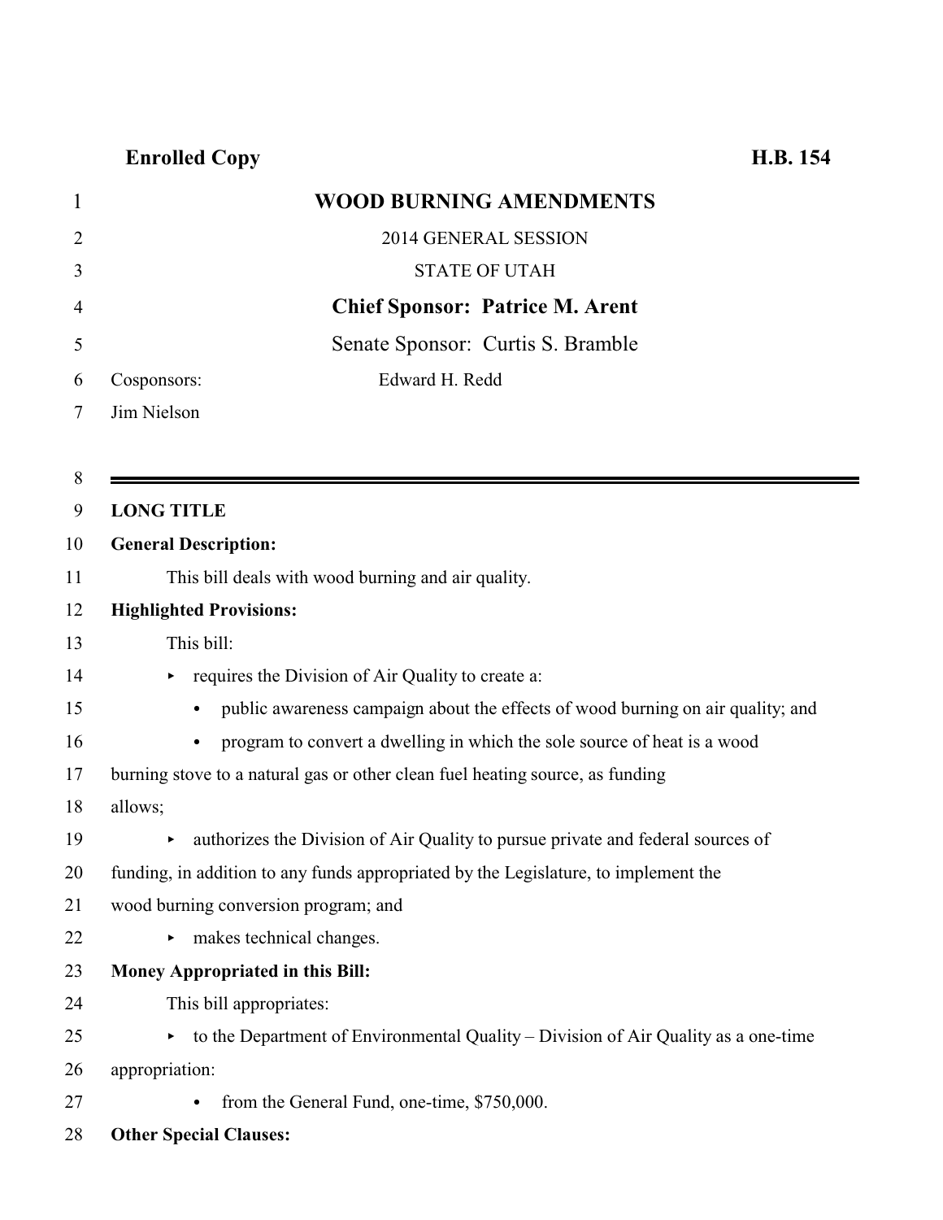**Enrolled Copy** **H.B. 154**

# WOOD BURNING AMENDMENTS

2014 GENERAL SESSION

STATE OF UTAH

**Chief Sponsor: Patrice M. Arent**

Senate Sponsor: Curtis S. Bramble

Cosponsors: Edward H. Redd

Jim Nielson

---

**LONG TITLE**

**General Description:**

This bill deals with wood burning and air quality.

**Highlighted Provisions:**

This bill:

- requires the Division of Air Quality to create a:
  - public awareness campaign about the effects of wood burning on air quality; and
  - program to convert a dwelling in which the sole source of heat is a wood burning stove to a natural gas or other clean fuel heating source, as funding allows;
- authorizes the Division of Air Quality to pursue private and federal sources of funding, in addition to any funds appropriated by the Legislature, to implement the wood burning conversion program; and
- makes technical changes.

**Money Appropriated in this Bill:**

This bill appropriates:

- to the Department of Environmental Quality – Division of Air Quality as a one-time appropriation:
  - from the General Fund, one-time, $750,000.

**Other Special Clauses:**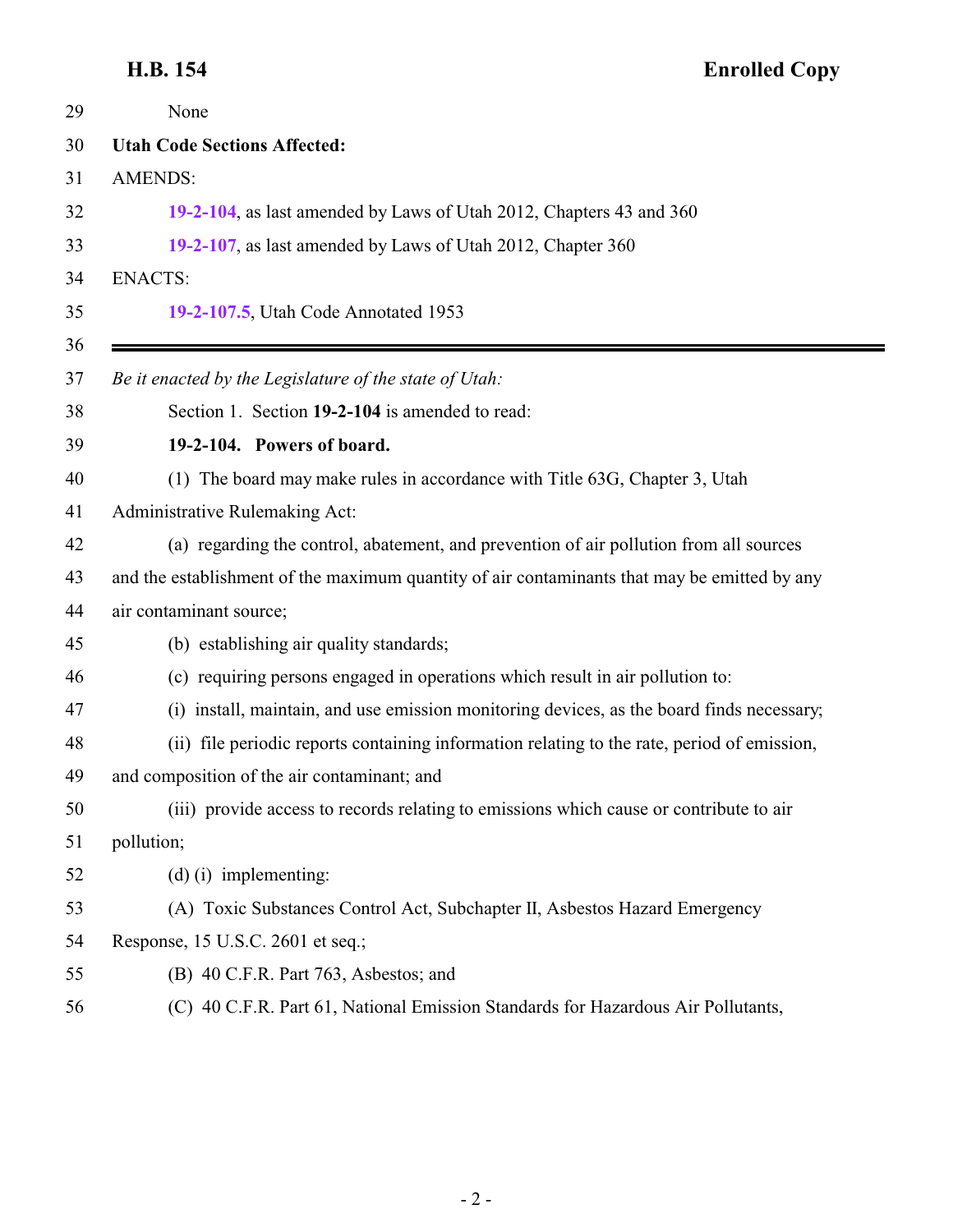None

**Utah Code Sections Affected:**

AMENDS:

**19-2-104**, as last amended by Laws of Utah 2012, Chapters 43 and 360

**19-2-107**, as last amended by Laws of Utah 2012, Chapter 360

ENACTS:

**19-2-107.5**, Utah Code Annotated 1953

---

*Be it enacted by the Legislature of the state of Utah:*

Section 1. Section **19-2-104** is amended to read:

**19-2-104. Powers of board.**

(1) The board may make rules in accordance with Title 63G, Chapter 3, Utah Administrative Rulemaking Act:

(a) regarding the control, abatement, and prevention of air pollution from all sources and the establishment of the maximum quantity of air contaminants that may be emitted by any air contaminant source;

(b) establishing air quality standards;

(c) requiring persons engaged in operations which result in air pollution to:

(i) install, maintain, and use emission monitoring devices, as the board finds necessary;

(ii) file periodic reports containing information relating to the rate, period of emission, and composition of the air contaminant; and

(iii) provide access to records relating to emissions which cause or contribute to air pollution;

(d) (i) implementing:

(A) Toxic Substances Control Act, Subchapter II, Asbestos Hazard Emergency Response, 15 U.S.C. 2601 et seq.;

(B) 40 C.F.R. Part 763, Asbestos; and

(C) 40 C.F.R. Part 61, National Emission Standards for Hazardous Air Pollutants,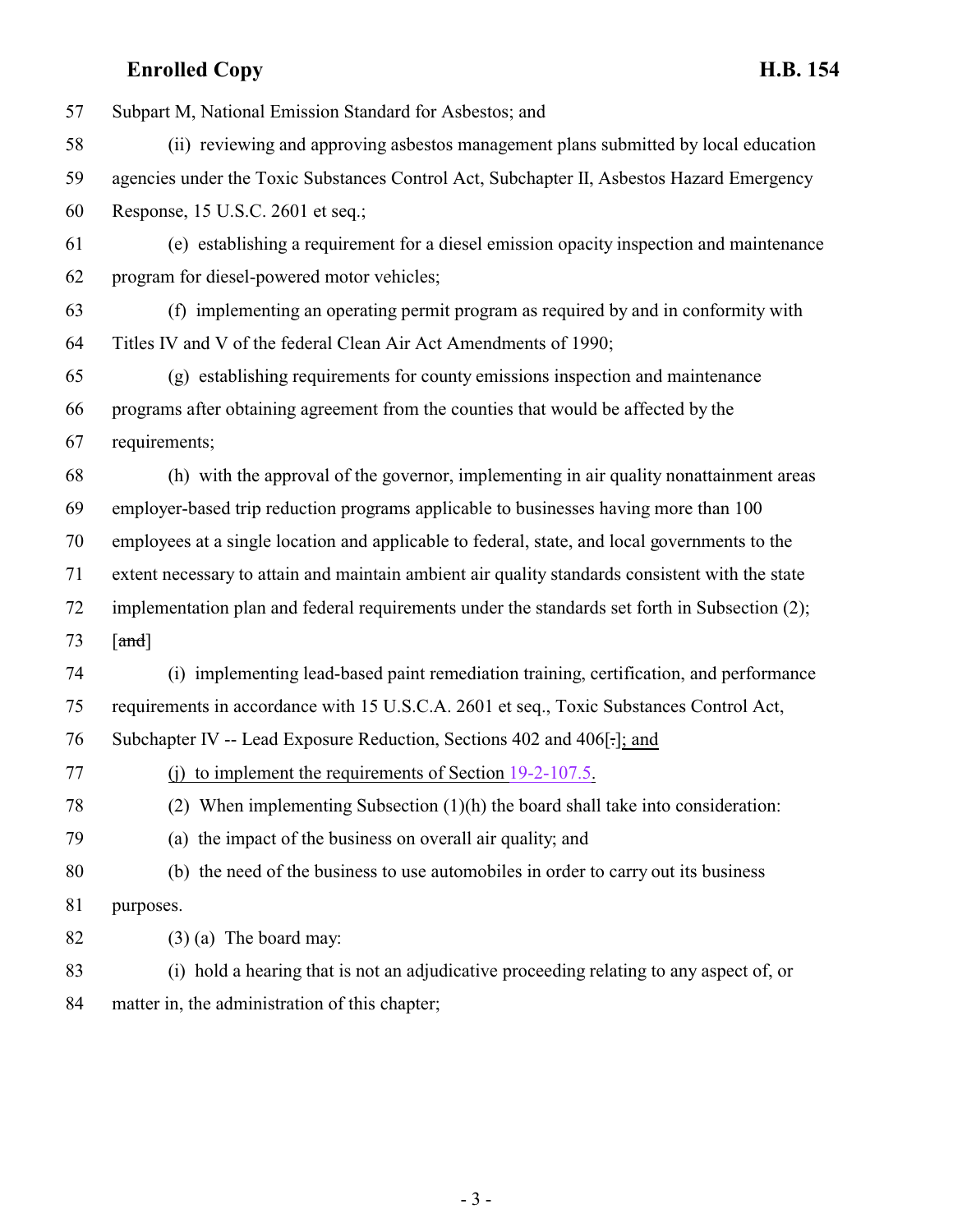57 Subpart M, National Emission Standard for Asbestos; and

58 (ii) reviewing and approving asbestos management plans submitted by local education

59 agencies under the Toxic Substances Control Act, Subchapter II, Asbestos Hazard Emergency

60 Response, 15 U.S.C. 2601 et seq.;

61 (e) establishing a requirement for a diesel emission opacity inspection and maintenance

62 program for diesel-powered motor vehicles;

63 (f) implementing an operating permit program as required by and in conformity with

64 Titles IV and V of the federal Clean Air Act Amendments of 1990;

65 (g) establishing requirements for county emissions inspection and maintenance

66 programs after obtaining agreement from the counties that would be affected by the

67 requirements;

68 (h) with the approval of the governor, implementing in air quality nonattainment areas

69 employer-based trip reduction programs applicable to businesses having more than 100

70 employees at a single location and applicable to federal, state, and local governments to the

71 extent necessary to attain and maintain ambient air quality standards consistent with the state

72 implementation plan and federal requirements under the standards set forth in Subsection (2);

73 [~~and~~]

74 (i) implementing lead-based paint remediation training, certification, and performance

75 requirements in accordance with 15 U.S.C.A. 2601 et seq., Toxic Substances Control Act,

76 Subchapter IV -- Lead Exposure Reduction, Sections 402 and 406[~~.~~]<u>; and</u>

77 <u>(j) to implement the requirements of Section 19-2-107.5.</u>

78 (2) When implementing Subsection (1)(h) the board shall take into consideration:

79 (a) the impact of the business on overall air quality; and

80 (b) the need of the business to use automobiles in order to carry out its business

81 purposes.

82 (3) (a) The board may:

83 (i) hold a hearing that is not an adjudicative proceeding relating to any aspect of, or

84 matter in, the administration of this chapter;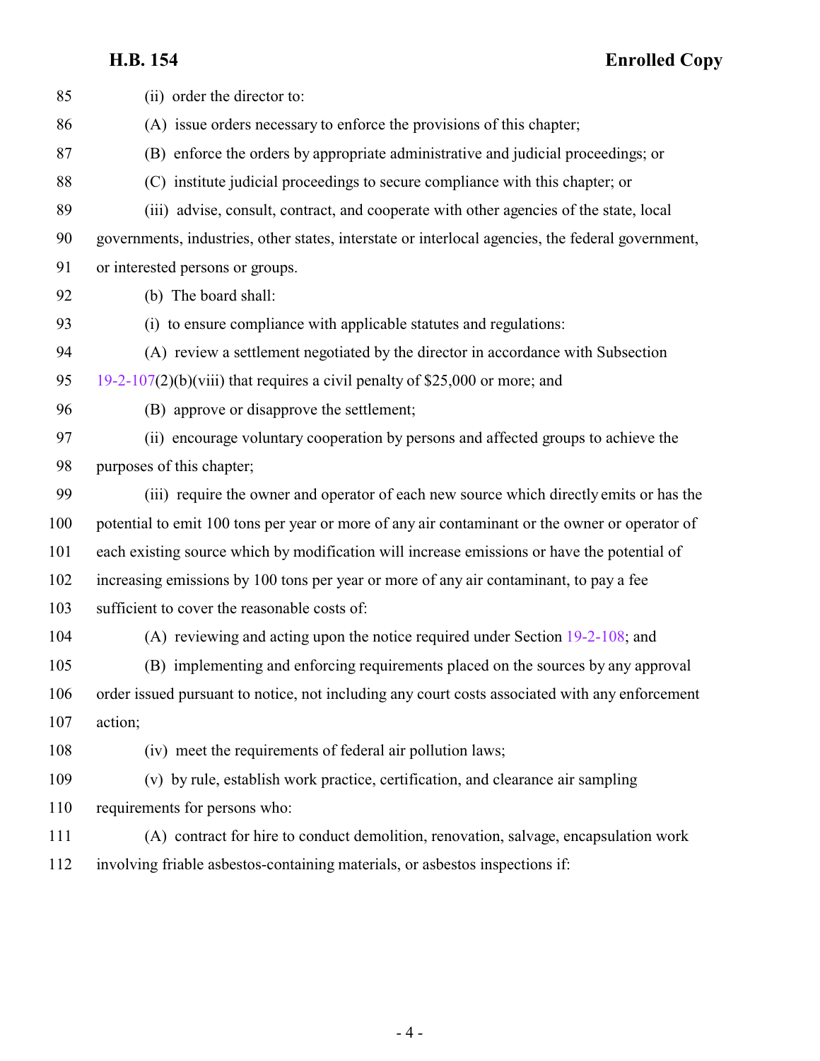(ii) order the director to:

(A) issue orders necessary to enforce the provisions of this chapter;

(B) enforce the orders by appropriate administrative and judicial proceedings; or

(C) institute judicial proceedings to secure compliance with this chapter; or

(iii) advise, consult, contract, and cooperate with other agencies of the state, local governments, industries, other states, interstate or interlocal agencies, the federal government, or interested persons or groups.

(b) The board shall:

(i) to ensure compliance with applicable statutes and regulations:

(A) review a settlement negotiated by the director in accordance with Subsection 19-2-107(2)(b)(viii) that requires a civil penalty of $25,000 or more; and

(B) approve or disapprove the settlement;

(ii) encourage voluntary cooperation by persons and affected groups to achieve the purposes of this chapter;

(iii) require the owner and operator of each new source which directly emits or has the potential to emit 100 tons per year or more of any air contaminant or the owner or operator of each existing source which by modification will increase emissions or have the potential of increasing emissions by 100 tons per year or more of any air contaminant, to pay a fee sufficient to cover the reasonable costs of:

(A) reviewing and acting upon the notice required under Section 19-2-108; and

(B) implementing and enforcing requirements placed on the sources by any approval order issued pursuant to notice, not including any court costs associated with any enforcement action;

(iv) meet the requirements of federal air pollution laws;

(v) by rule, establish work practice, certification, and clearance air sampling requirements for persons who:

(A) contract for hire to conduct demolition, renovation, salvage, encapsulation work involving friable asbestos-containing materials, or asbestos inspections if: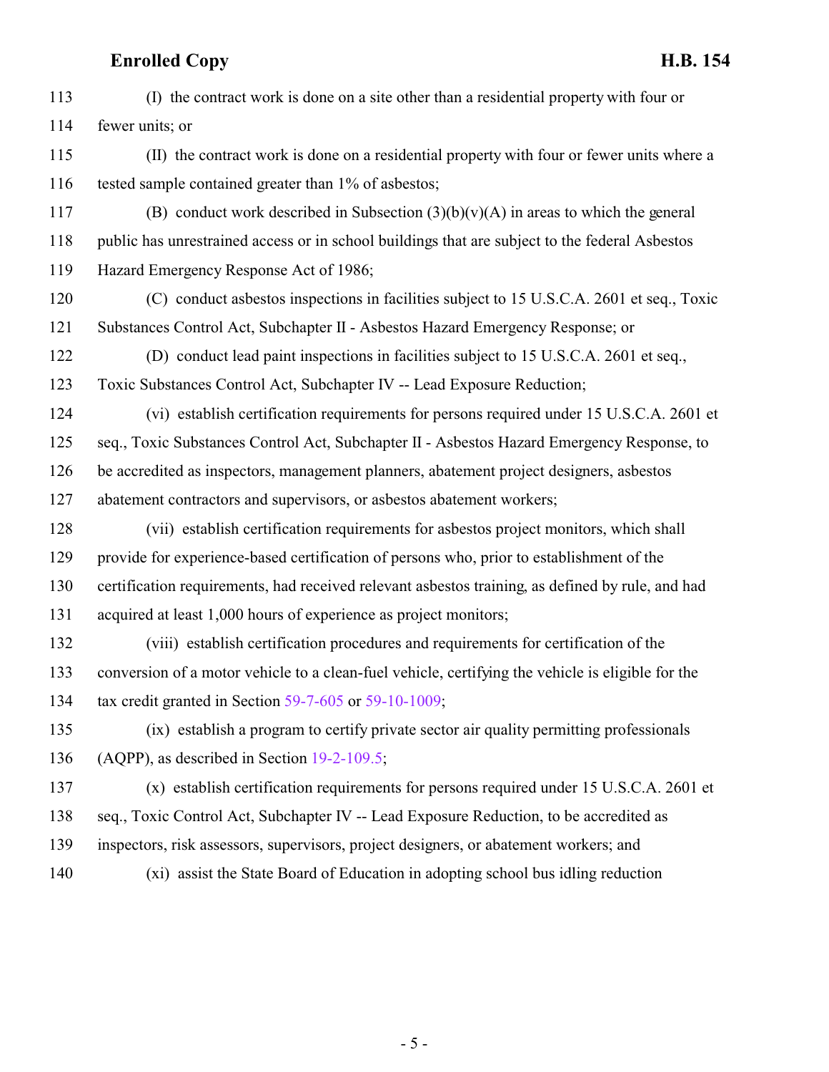(I) the contract work is done on a site other than a residential property with four or fewer units; or

(II) the contract work is done on a residential property with four or fewer units where a tested sample contained greater than 1% of asbestos;

(B) conduct work described in Subsection (3)(b)(v)(A) in areas to which the general public has unrestrained access or in school buildings that are subject to the federal Asbestos Hazard Emergency Response Act of 1986;

(C) conduct asbestos inspections in facilities subject to 15 U.S.C.A. 2601 et seq., Toxic Substances Control Act, Subchapter II - Asbestos Hazard Emergency Response; or

(D) conduct lead paint inspections in facilities subject to 15 U.S.C.A. 2601 et seq., Toxic Substances Control Act, Subchapter IV -- Lead Exposure Reduction;

(vi) establish certification requirements for persons required under 15 U.S.C.A. 2601 et seq., Toxic Substances Control Act, Subchapter II - Asbestos Hazard Emergency Response, to be accredited as inspectors, management planners, abatement project designers, asbestos abatement contractors and supervisors, or asbestos abatement workers;

(vii) establish certification requirements for asbestos project monitors, which shall provide for experience-based certification of persons who, prior to establishment of the certification requirements, had received relevant asbestos training, as defined by rule, and had acquired at least 1,000 hours of experience as project monitors;

(viii) establish certification procedures and requirements for certification of the conversion of a motor vehicle to a clean-fuel vehicle, certifying the vehicle is eligible for the tax credit granted in Section 59-7-605 or 59-10-1009;

(ix) establish a program to certify private sector air quality permitting professionals (AQPP), as described in Section 19-2-109.5;

(x) establish certification requirements for persons required under 15 U.S.C.A. 2601 et seq., Toxic Control Act, Subchapter IV -- Lead Exposure Reduction, to be accredited as inspectors, risk assessors, supervisors, project designers, or abatement workers; and

(xi) assist the State Board of Education in adopting school bus idling reduction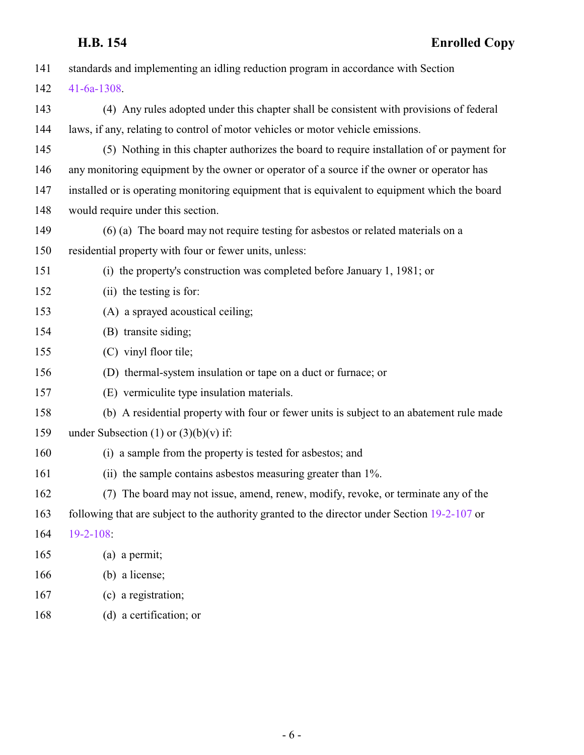standards and implementing an idling reduction program in accordance with Section 41-6a-1308.

(4) Any rules adopted under this chapter shall be consistent with provisions of federal laws, if any, relating to control of motor vehicles or motor vehicle emissions.

(5) Nothing in this chapter authorizes the board to require installation of or payment for any monitoring equipment by the owner or operator of a source if the owner or operator has installed or is operating monitoring equipment that is equivalent to equipment which the board would require under this section.

(6) (a) The board may not require testing for asbestos or related materials on a residential property with four or fewer units, unless:

(i) the property's construction was completed before January 1, 1981; or

(ii) the testing is for:

(A) a sprayed acoustical ceiling;

(B) transite siding;

(C) vinyl floor tile;

(D) thermal-system insulation or tape on a duct or furnace; or

(E) vermiculite type insulation materials.

(b) A residential property with four or fewer units is subject to an abatement rule made under Subsection (1) or (3)(b)(v) if:

(i) a sample from the property is tested for asbestos; and

(ii) the sample contains asbestos measuring greater than 1%.

(7) The board may not issue, amend, renew, modify, revoke, or terminate any of the following that are subject to the authority granted to the director under Section 19-2-107 or 19-2-108:

(a) a permit;

(b) a license;

(c) a registration;

(d) a certification; or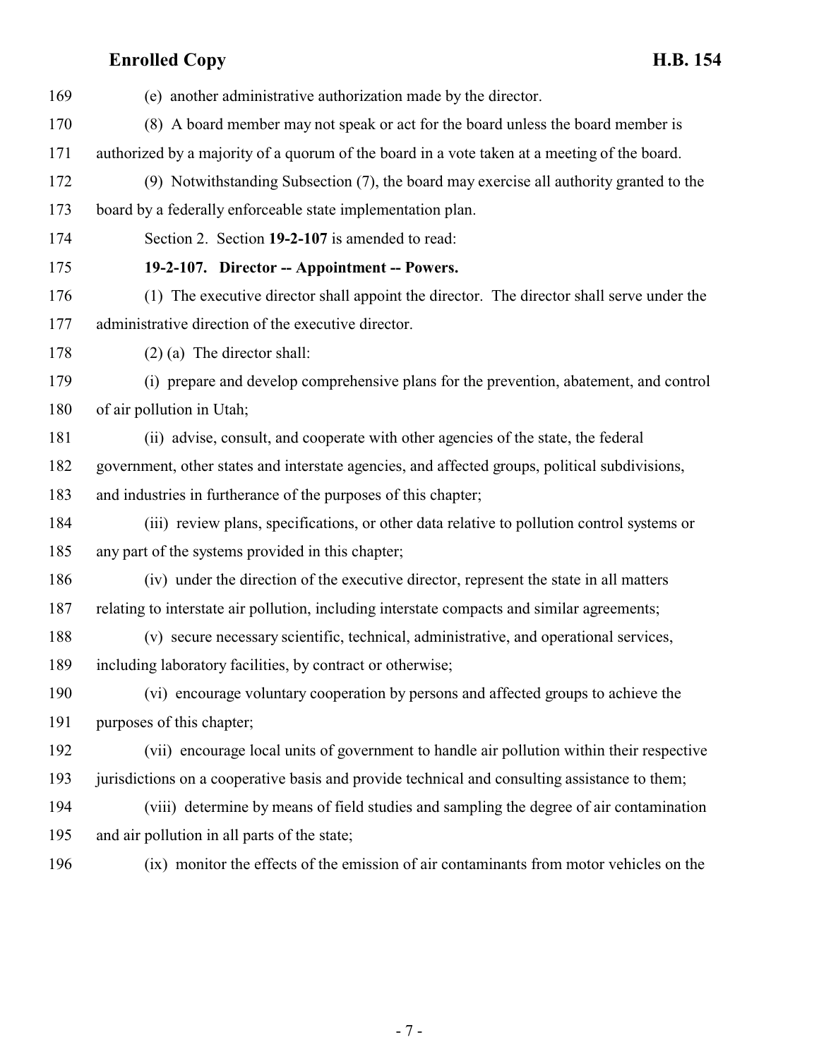(e) another administrative authorization made by the director.

(8) A board member may not speak or act for the board unless the board member is authorized by a majority of a quorum of the board in a vote taken at a meeting of the board.

(9) Notwithstanding Subsection (7), the board may exercise all authority granted to the board by a federally enforceable state implementation plan.

Section 2. Section **19-2-107** is amended to read:

**19-2-107. Director -- Appointment -- Powers.**

(1) The executive director shall appoint the director. The director shall serve under the administrative direction of the executive director.

(2) (a) The director shall:

(i) prepare and develop comprehensive plans for the prevention, abatement, and control of air pollution in Utah;

(ii) advise, consult, and cooperate with other agencies of the state, the federal government, other states and interstate agencies, and affected groups, political subdivisions, and industries in furtherance of the purposes of this chapter;

(iii) review plans, specifications, or other data relative to pollution control systems or any part of the systems provided in this chapter;

(iv) under the direction of the executive director, represent the state in all matters relating to interstate air pollution, including interstate compacts and similar agreements;

(v) secure necessary scientific, technical, administrative, and operational services, including laboratory facilities, by contract or otherwise;

(vi) encourage voluntary cooperation by persons and affected groups to achieve the purposes of this chapter;

(vii) encourage local units of government to handle air pollution within their respective jurisdictions on a cooperative basis and provide technical and consulting assistance to them;

(viii) determine by means of field studies and sampling the degree of air contamination and air pollution in all parts of the state;

(ix) monitor the effects of the emission of air contaminants from motor vehicles on the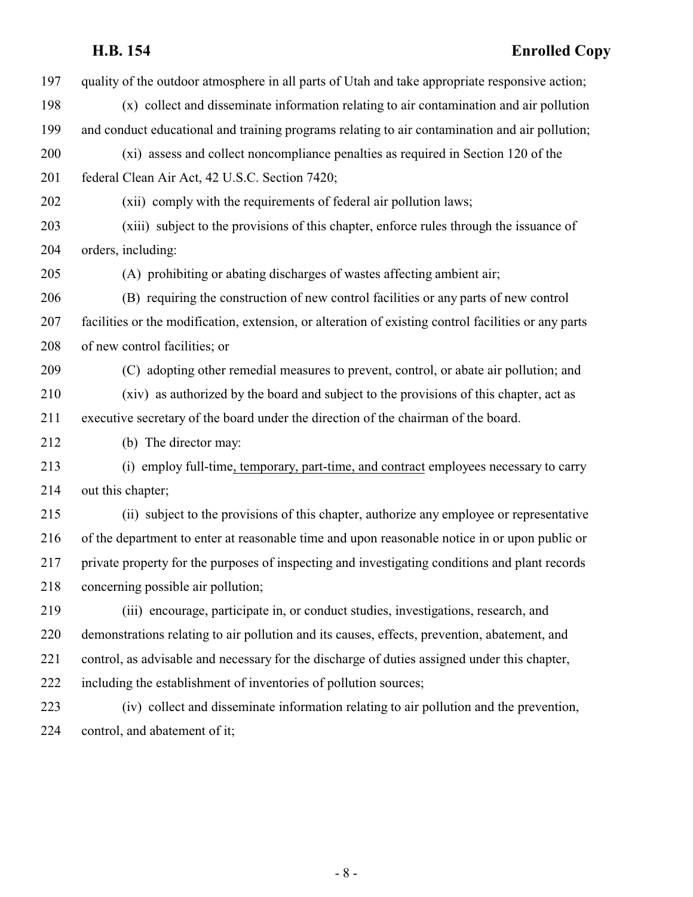quality of the outdoor atmosphere in all parts of Utah and take appropriate responsive action;

(x) collect and disseminate information relating to air contamination and air pollution and conduct educational and training programs relating to air contamination and air pollution;

(xi) assess and collect noncompliance penalties as required in Section 120 of the federal Clean Air Act, 42 U.S.C. Section 7420;

(xii) comply with the requirements of federal air pollution laws;

(xiii) subject to the provisions of this chapter, enforce rules through the issuance of orders, including:

(A) prohibiting or abating discharges of wastes affecting ambient air;

(B) requiring the construction of new control facilities or any parts of new control facilities or the modification, extension, or alteration of existing control facilities or any parts of new control facilities; or

(C) adopting other remedial measures to prevent, control, or abate air pollution; and

(xiv) as authorized by the board and subject to the provisions of this chapter, act as executive secretary of the board under the direction of the chairman of the board.

(b) The director may:

(i) employ full-time, temporary, part-time, and contract employees necessary to carry out this chapter;

(ii) subject to the provisions of this chapter, authorize any employee or representative of the department to enter at reasonable time and upon reasonable notice in or upon public or private property for the purposes of inspecting and investigating conditions and plant records concerning possible air pollution;

(iii) encourage, participate in, or conduct studies, investigations, research, and demonstrations relating to air pollution and its causes, effects, prevention, abatement, and control, as advisable and necessary for the discharge of duties assigned under this chapter, including the establishment of inventories of pollution sources;

(iv) collect and disseminate information relating to air pollution and the prevention, control, and abatement of it;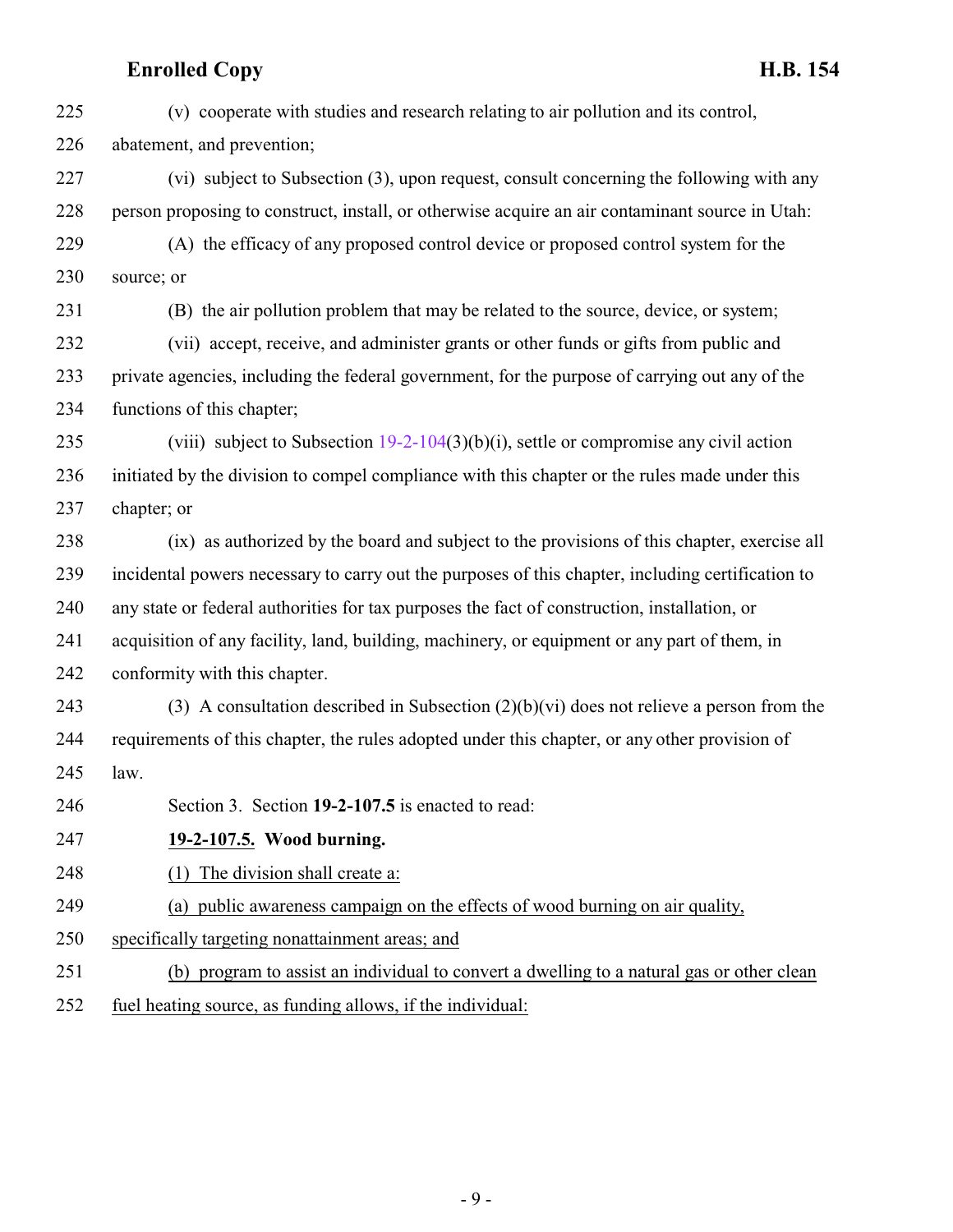(v) cooperate with studies and research relating to air pollution and its control, abatement, and prevention;

(vi) subject to Subsection (3), upon request, consult concerning the following with any person proposing to construct, install, or otherwise acquire an air contaminant source in Utah:

(A) the efficacy of any proposed control device or proposed control system for the source; or

(B) the air pollution problem that may be related to the source, device, or system;

(vii) accept, receive, and administer grants or other funds or gifts from public and private agencies, including the federal government, for the purpose of carrying out any of the functions of this chapter;

(viii) subject to Subsection 19-2-104(3)(b)(i), settle or compromise any civil action initiated by the division to compel compliance with this chapter or the rules made under this chapter; or

(ix) as authorized by the board and subject to the provisions of this chapter, exercise all incidental powers necessary to carry out the purposes of this chapter, including certification to any state or federal authorities for tax purposes the fact of construction, installation, or acquisition of any facility, land, building, machinery, or equipment or any part of them, in conformity with this chapter.

(3) A consultation described in Subsection (2)(b)(vi) does not relieve a person from the requirements of this chapter, the rules adopted under this chapter, or any other provision of law.

Section 3. Section **19-2-107.5** is enacted to read:

**19-2-107.5. Wood burning.**

(1) The division shall create a:

(a) public awareness campaign on the effects of wood burning on air quality, specifically targeting nonattainment areas; and

(b) program to assist an individual to convert a dwelling to a natural gas or other clean fuel heating source, as funding allows, if the individual: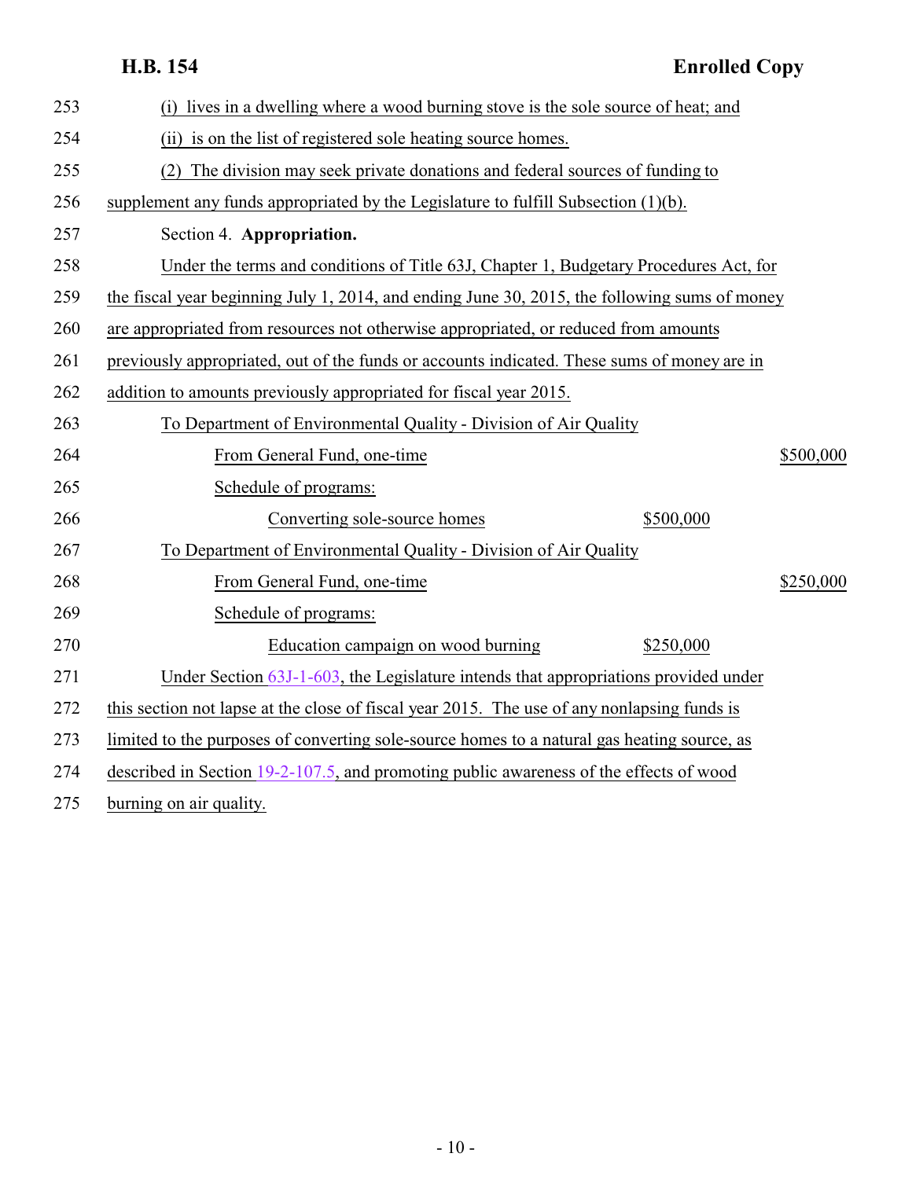(i) lives in a dwelling where a wood burning stove is the sole source of heat; and

(ii) is on the list of registered sole heating source homes.

(2) The division may seek private donations and federal sources of funding to supplement any funds appropriated by the Legislature to fulfill Subsection (1)(b).

Section 4. **Appropriation.**

Under the terms and conditions of Title 63J, Chapter 1, Budgetary Procedures Act, for the fiscal year beginning July 1, 2014, and ending June 30, 2015, the following sums of money are appropriated from resources not otherwise appropriated, or reduced from amounts previously appropriated, out of the funds or accounts indicated. These sums of money are in addition to amounts previously appropriated for fiscal year 2015.

| | | |
|---|---|---|
| To Department of Environmental Quality - Division of Air Quality | | |
| From General Fund, one-time | | $500,000 |
| Schedule of programs: | | |
| Converting sole-source homes | $500,000 | |
| To Department of Environmental Quality - Division of Air Quality | | |
| From General Fund, one-time | | $250,000 |
| Schedule of programs: | | |
| Education campaign on wood burning | $250,000 | |

Under Section 63J-1-603, the Legislature intends that appropriations provided under this section not lapse at the close of fiscal year 2015. The use of any nonlapsing funds is limited to the purposes of converting sole-source homes to a natural gas heating source, as described in Section 19-2-107.5, and promoting public awareness of the effects of wood burning on air quality.